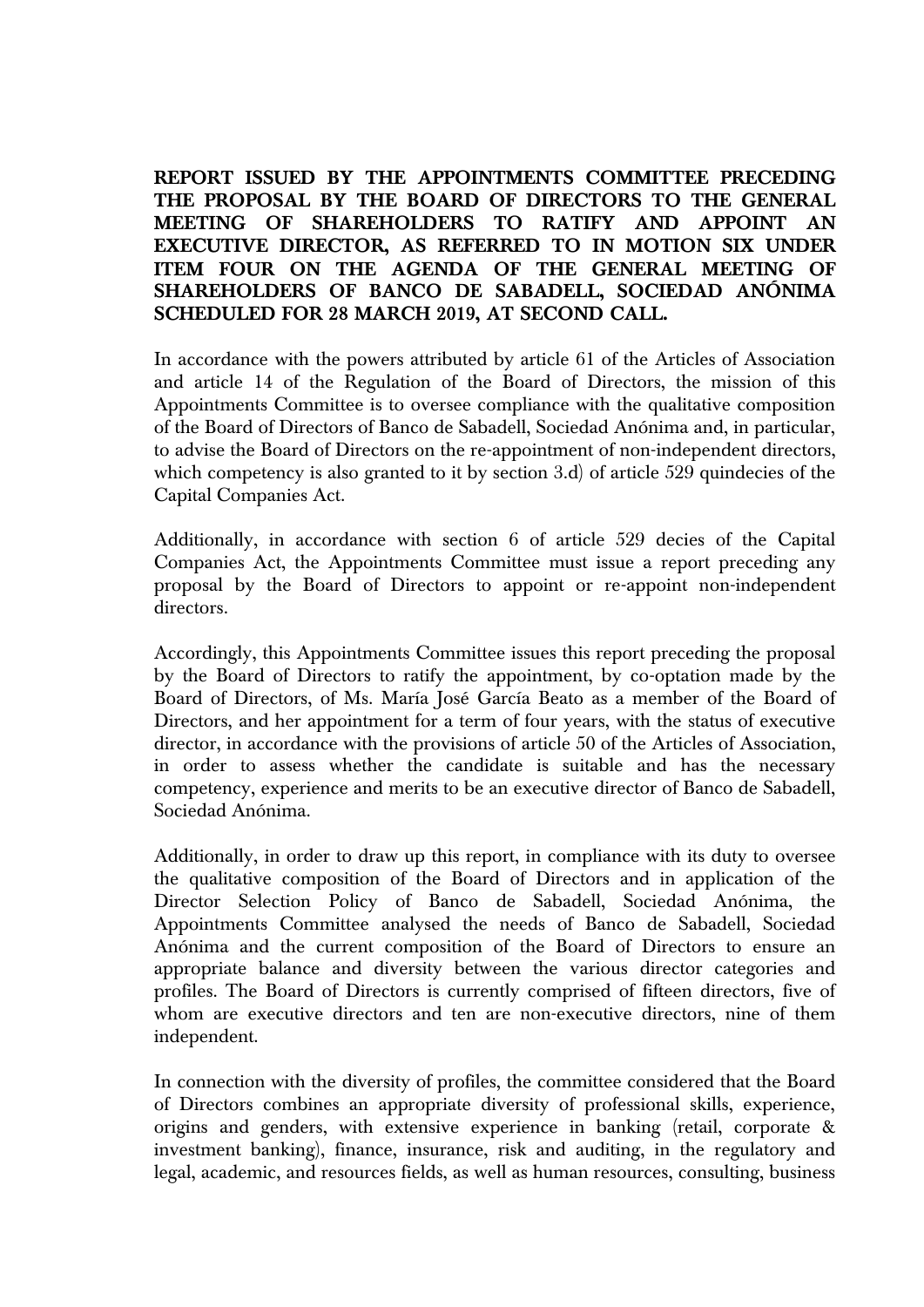**REPORT ISSUED BY THE APPOINTMENTS COMMITTEE PRECEDING THE PROPOSAL BY THE BOARD OF DIRECTORS TO THE GENERAL MEETING OF SHAREHOLDERS TO RATIFY AND APPOINT AN EXECUTIVE DIRECTOR, AS REFERRED TO IN MOTION SIX UNDER ITEM FOUR ON THE AGENDA OF THE GENERAL MEETING OF SHAREHOLDERS OF BANCO DE SABADELL, SOCIEDAD ANÓNIMA SCHEDULED FOR 28 MARCH 2019, AT SECOND CALL.**

In accordance with the powers attributed by article 61 of the Articles of Association and article 14 of the Regulation of the Board of Directors, the mission of this Appointments Committee is to oversee compliance with the qualitative composition of the Board of Directors of Banco de Sabadell, Sociedad Anónima and, in particular, to advise the Board of Directors on the re-appointment of non-independent directors, which competency is also granted to it by section 3.d) of article 529 quindecies of the Capital Companies Act.

Additionally, in accordance with section 6 of article 529 decies of the Capital Companies Act, the Appointments Committee must issue a report preceding any proposal by the Board of Directors to appoint or re-appoint non-independent directors.

Accordingly, this Appointments Committee issues this report preceding the proposal by the Board of Directors to ratify the appointment, by co-optation made by the Board of Directors, of Ms. María José García Beato as a member of the Board of Directors, and her appointment for a term of four years, with the status of executive director, in accordance with the provisions of article 50 of the Articles of Association, in order to assess whether the candidate is suitable and has the necessary competency, experience and merits to be an executive director of Banco de Sabadell, Sociedad Anónima.

Additionally, in order to draw up this report, in compliance with its duty to oversee the qualitative composition of the Board of Directors and in application of the Director Selection Policy of Banco de Sabadell, Sociedad Anónima, the Appointments Committee analysed the needs of Banco de Sabadell, Sociedad Anónima and the current composition of the Board of Directors to ensure an appropriate balance and diversity between the various director categories and profiles. The Board of Directors is currently comprised of fifteen directors, five of whom are executive directors and ten are non-executive directors, nine of them independent.

In connection with the diversity of profiles, the committee considered that the Board of Directors combines an appropriate diversity of professional skills, experience, origins and genders, with extensive experience in banking (retail, corporate & investment banking), finance, insurance, risk and auditing, in the regulatory and legal, academic, and resources fields, as well as human resources, consulting, business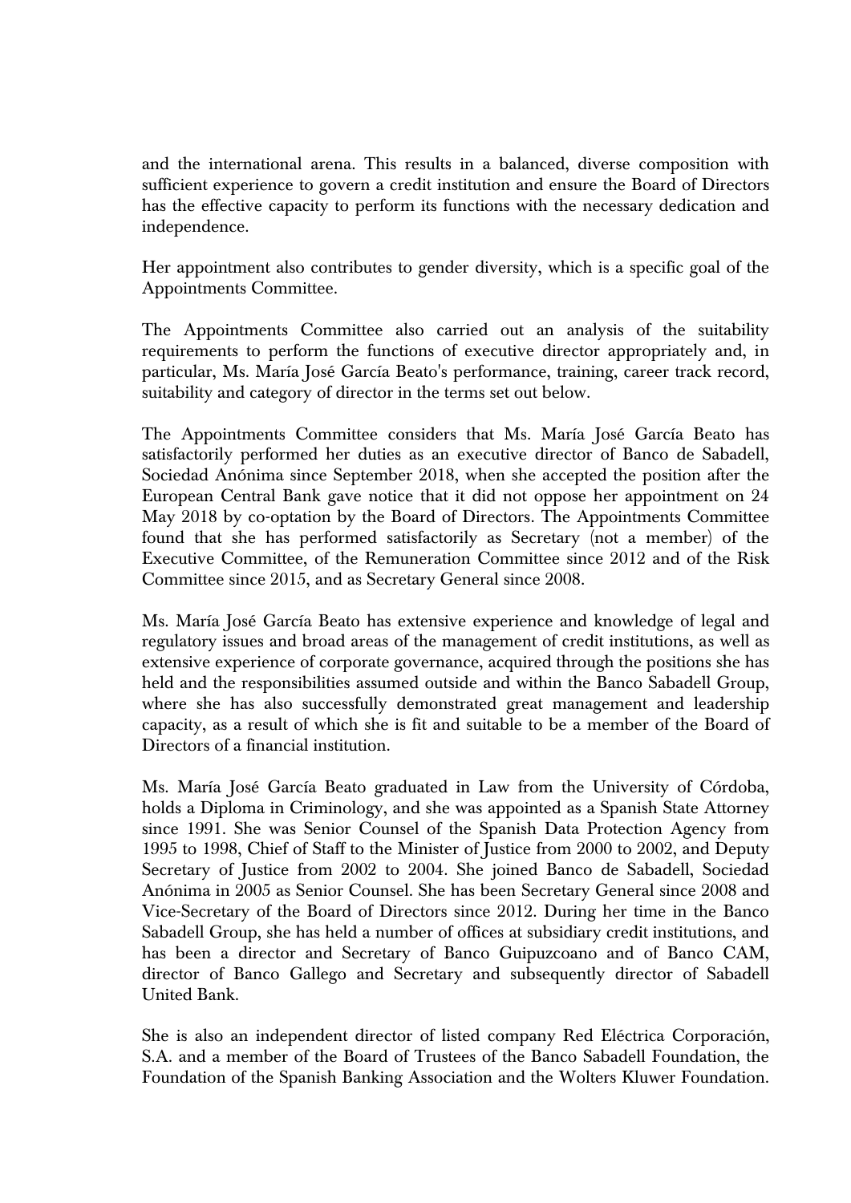and the international arena. This results in a balanced, diverse composition with sufficient experience to govern a credit institution and ensure the Board of Directors has the effective capacity to perform its functions with the necessary dedication and independence.

Her appointment also contributes to gender diversity, which is a specific goal of the Appointments Committee.

The Appointments Committee also carried out an analysis of the suitability requirements to perform the functions of executive director appropriately and, in particular, Ms. María José García Beato's performance, training, career track record, suitability and category of director in the terms set out below.

The Appointments Committee considers that Ms. María José García Beato has satisfactorily performed her duties as an executive director of Banco de Sabadell, Sociedad Anónima since September 2018, when she accepted the position after the European Central Bank gave notice that it did not oppose her appointment on 24 May 2018 by co-optation by the Board of Directors. The Appointments Committee found that she has performed satisfactorily as Secretary (not a member) of the Executive Committee, of the Remuneration Committee since 2012 and of the Risk Committee since 2015, and as Secretary General since 2008.

Ms. María José García Beato has extensive experience and knowledge of legal and regulatory issues and broad areas of the management of credit institutions, as well as extensive experience of corporate governance, acquired through the positions she has held and the responsibilities assumed outside and within the Banco Sabadell Group, where she has also successfully demonstrated great management and leadership capacity, as a result of which she is fit and suitable to be a member of the Board of Directors of a financial institution.

Ms. María José García Beato graduated in Law from the University of Córdoba, holds a Diploma in Criminology, and she was appointed as a Spanish State Attorney since 1991. She was Senior Counsel of the Spanish Data Protection Agency from 1995 to 1998, Chief of Staff to the Minister of Justice from 2000 to 2002, and Deputy Secretary of Justice from 2002 to 2004. She joined Banco de Sabadell, Sociedad Anónima in 2005 as Senior Counsel. She has been Secretary General since 2008 and Vice-Secretary of the Board of Directors since 2012. During her time in the Banco Sabadell Group, she has held a number of offices at subsidiary credit institutions, and has been a director and Secretary of Banco Guipuzcoano and of Banco CAM, director of Banco Gallego and Secretary and subsequently director of Sabadell United Bank.

She is also an independent director of listed company Red Eléctrica Corporación, S.A. and a member of the Board of Trustees of the Banco Sabadell Foundation, the Foundation of the Spanish Banking Association and the Wolters Kluwer Foundation.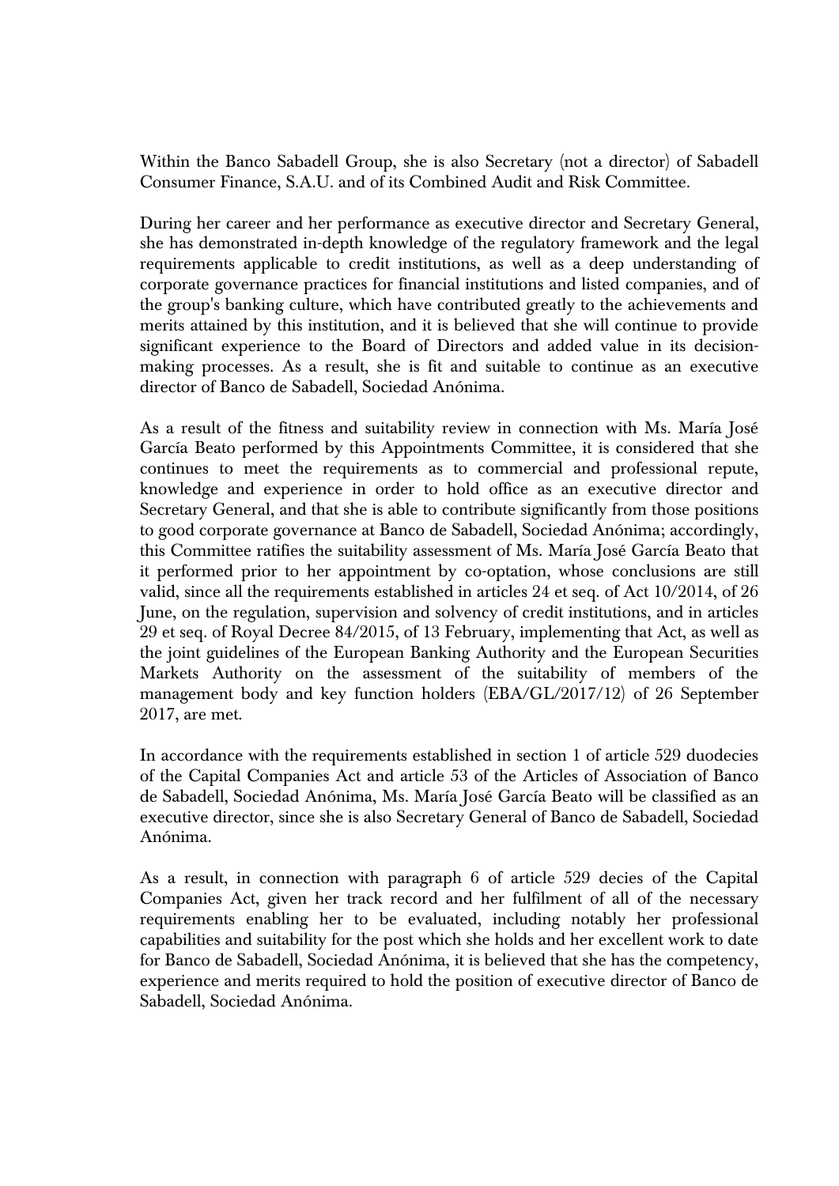Within the Banco Sabadell Group, she is also Secretary (not a director) of Sabadell Consumer Finance, S.A.U. and of its Combined Audit and Risk Committee.

During her career and her performance as executive director and Secretary General, she has demonstrated in-depth knowledge of the regulatory framework and the legal requirements applicable to credit institutions, as well as a deep understanding of corporate governance practices for financial institutions and listed companies, and of the group's banking culture, which have contributed greatly to the achievements and merits attained by this institution, and it is believed that she will continue to provide significant experience to the Board of Directors and added value in its decision-making processes. As a result, she is fit and suitable to continue as an executive director of Banco de Sabadell, Sociedad Anónima.

As a result of the fitness and suitability review in connection with Ms. María José García Beato performed by this Appointments Committee, it is considered that she continues to meet the requirements as to commercial and professional repute, knowledge and experience in order to hold office as an executive director and Secretary General, and that she is able to contribute significantly from those positions to good corporate governance at Banco de Sabadell, Sociedad Anónima; accordingly, this Committee ratifies the suitability assessment of Ms. María José García Beato that it performed prior to her appointment by co-optation, whose conclusions are still valid, since all the requirements established in articles 24 et seq. of Act 10/2014, of 26 June, on the regulation, supervision and solvency of credit institutions, and in articles 29 et seq. of Royal Decree 84/2015, of 13 February, implementing that Act, as well as the joint guidelines of the European Banking Authority and the European Securities Markets Authority on the assessment of the suitability of members of the management body and key function holders (EBA/GL/2017/12) of 26 September 2017, are met.

In accordance with the requirements established in section 1 of article 529 duodecies of the Capital Companies Act and article 53 of the Articles of Association of Banco de Sabadell, Sociedad Anónima, Ms. María José García Beato will be classified as an executive director, since she is also Secretary General of Banco de Sabadell, Sociedad Anónima.

As a result, in connection with paragraph 6 of article 529 decies of the Capital Companies Act, given her track record and her fulfilment of all of the necessary requirements enabling her to be evaluated, including notably her professional capabilities and suitability for the post which she holds and her excellent work to date for Banco de Sabadell, Sociedad Anónima, it is believed that she has the competency, experience and merits required to hold the position of executive director of Banco de Sabadell, Sociedad Anónima.